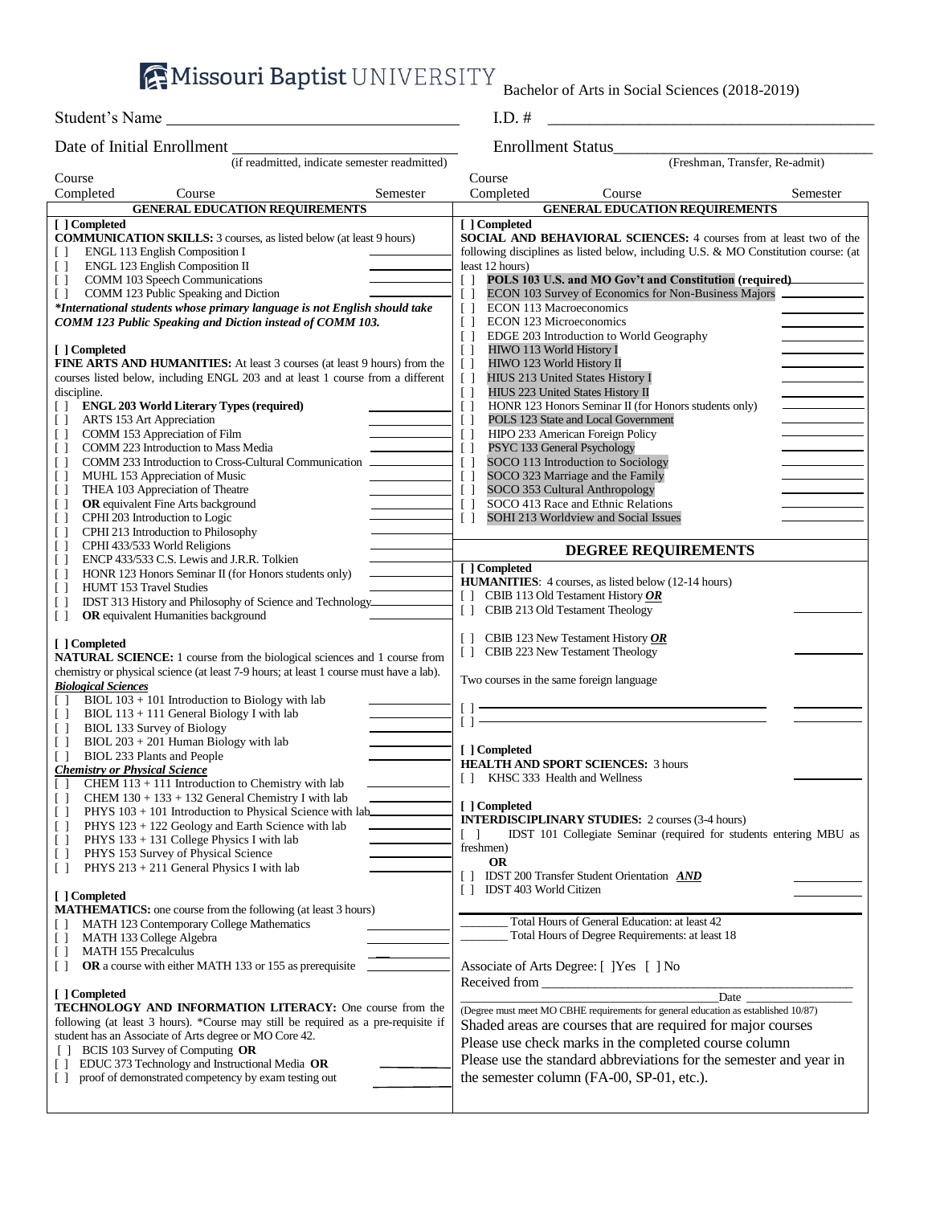# Missouri Baptist UNIVERSITY

Bachelor of Arts in Social Sciences (2018-2019)

Student's Name ___________________________________ I.D. # ________________________________________

Date of Initial Enrollment ___________________________ Enrollment Status_______________________________
(if readmitted, indicate semester readmitted) (Freshman, Transfer, Re-admit)

Course Completed | Course | Semester

## GENERAL EDUCATION REQUIREMENTS

[ ] Completed
**COMMUNICATION SKILLS:** 3 courses, as listed below (at least 9 hours)

[ ] ENGL 113 English Composition I ____________
[ ] ENGL 123 English Composition II ____________
[ ] COMM 103 Speech Communications ____________
[ ] COMM 123 Public Speaking and Diction ____________

***International students whose primary language is not English should take COMM 123 Public Speaking and Diction instead of COMM 103.***

[ ] Completed
**FINE ARTS AND HUMANITIES:** At least 3 courses (at least 9 hours) from the courses listed below, including ENGL 203 and at least 1 course from a different discipline.

[ ] **ENGL 203 World Literary Types (required)** ____________
[ ] ARTS 153 Art Appreciation ____________
[ ] COMM 153 Appreciation of Film ____________
[ ] COMM 223 Introduction to Mass Media ____________
[ ] COMM 233 Introduction to Cross-Cultural Communication ____________
[ ] MUHL 153 Appreciation of Music ____________
[ ] THEA 103 Appreciation of Theatre ____________
[ ] **OR** equivalent Fine Arts background ____________
[ ] CPHI 203 Introduction to Logic ____________
[ ] CPHI 213 Introduction to Philosophy ____________
[ ] CPHI 433/533 World Religions ____________
[ ] ENCP 433/533 C.S. Lewis and J.R.R. Tolkien ____________
[ ] HONR 123 Honors Seminar II (for Honors students only) ____________
[ ] HUMT 153 Travel Studies ____________
[ ] IDST 313 History and Philosophy of Science and Technology ____________
[ ] **OR** equivalent Humanities background

[ ] Completed
**NATURAL SCIENCE:** 1 course from the biological sciences and 1 course from chemistry or physical science (at least 7-9 hours; at least 1 course must have a lab).

***Biological Sciences***

[ ] BIOL 103 + 101 Introduction to Biology with lab ____________
[ ] BIOL 113 + 111 General Biology I with lab ____________
[ ] BIOL 133 Survey of Biology ____________
[ ] BIOL 203 + 201 Human Biology with lab ____________
[ ] BIOL 233 Plants and People ____________

***Chemistry or Physical Science***

[ ] CHEM 113 + 111 Introduction to Chemistry with lab ____________
[ ] CHEM 130 + 133 + 132 General Chemistry I with lab ____________
[ ] PHYS 103 + 101 Introduction to Physical Science with lab ____________
[ ] PHYS 123 + 122 Geology and Earth Science with lab ____________
[ ] PHYS 133 + 131 College Physics I with lab ____________
[ ] PHYS 153 Survey of Physical Science ____________
[ ] PHYS 213 + 211 General Physics I with lab ____________

[ ] Completed
**MATHEMATICS:** one course from the following (at least 3 hours)

[ ] MATH 123 Contemporary College Mathematics ____________
[ ] MATH 133 College Algebra ____________
[ ] MATH 155 Precalculus ____________
[ ] **OR** a course with either MATH 133 or 155 as prerequisite ____________

[ ] Completed
**TECHNOLOGY AND INFORMATION LITERACY:** One course from the following (at least 3 hours). *Course may still be required as a pre-requisite if student has an Associate of Arts degree or MO Core 42.

[ ] BCIS 103 Survey of Computing **OR**
[ ] EDUC 373 Technology and Instructional Media **OR** ____________
[ ] proof of demonstrated competency by exam testing out ____________

## GENERAL EDUCATION REQUIREMENTS

[ ] Completed
**SOCIAL AND BEHAVIORAL SCIENCES:** 4 courses from at least two of the following disciplines as listed below, including U.S. & MO Constitution course: (at least 12 hours)

[ ] **POLS 103 U.S. and MO Gov't and Constitution (required)** ____________
[ ] ECON 103 Survey of Economics for Non-Business Majors ____________
[ ] ECON 113 Macroeconomics ____________
[ ] ECON 123 Microeconomics ____________
[ ] EDGE 203 Introduction to World Geography ____________
[ ] HIWO 113 World History I ____________
[ ] HIWO 123 World History II ____________
[ ] HIUS 213 United States History I ____________
[ ] HIUS 223 United States History II ____________
[ ] HONR 123 Honors Seminar II (for Honors students only) ____________
[ ] POLS 123 State and Local Government ____________
[ ] HIPO 233 American Foreign Policy ____________
[ ] PSYC 133 General Psychology ____________
[ ] SOCO 113 Introduction to Sociology ____________
[ ] SOCO 323 Marriage and the Family ____________
[ ] SOCO 353 Cultural Anthropology ____________
[ ] SOCO 413 Race and Ethnic Relations ____________
[ ] SOHI 213 Worldview and Social Issues ____________

## DEGREE REQUIREMENTS

[ ] Completed
**HUMANITIES**: 4 courses, as listed below (12-14 hours)

[ ] CBIB 113 Old Testament History ***OR***
[ ] CBIB 213 Old Testament Theology ____________

[ ] CBIB 123 New Testament History ***OR***
[ ] CBIB 223 New Testament Theology ____________

Two courses in the same foreign language

[ ] ________________________________________ ____________
[ ] ________________________________________ ____________

[ ] Completed
**HEALTH AND SPORT SCIENCES:** 3 hours

[ ] KHSC 333 Health and Wellness ____________

[ ] Completed
**INTERDISCIPLINARY STUDIES:** 2 courses (3-4 hours)

[ ] IDST 101 Collegiate Seminar (required for students entering MBU as freshmen)
**OR**
[ ] IDST 200 Transfer Student Orientation ***AND*** ____________
[ ] IDST 403 World Citizen ____________

________ Total Hours of General Education: at least 42
________ Total Hours of Degree Requirements: at least 18

Associate of Arts Degree: [ ]Yes [ ] No

Received from ______________________________________________

__________________________________________ Date ________________

(Degree must meet MO CBHE requirements for general education as established 10/87)

Shaded areas are courses that are required for major courses

Please use check marks in the completed course column

Please use the standard abbreviations for the semester and year in the semester column (FA-00, SP-01, etc.).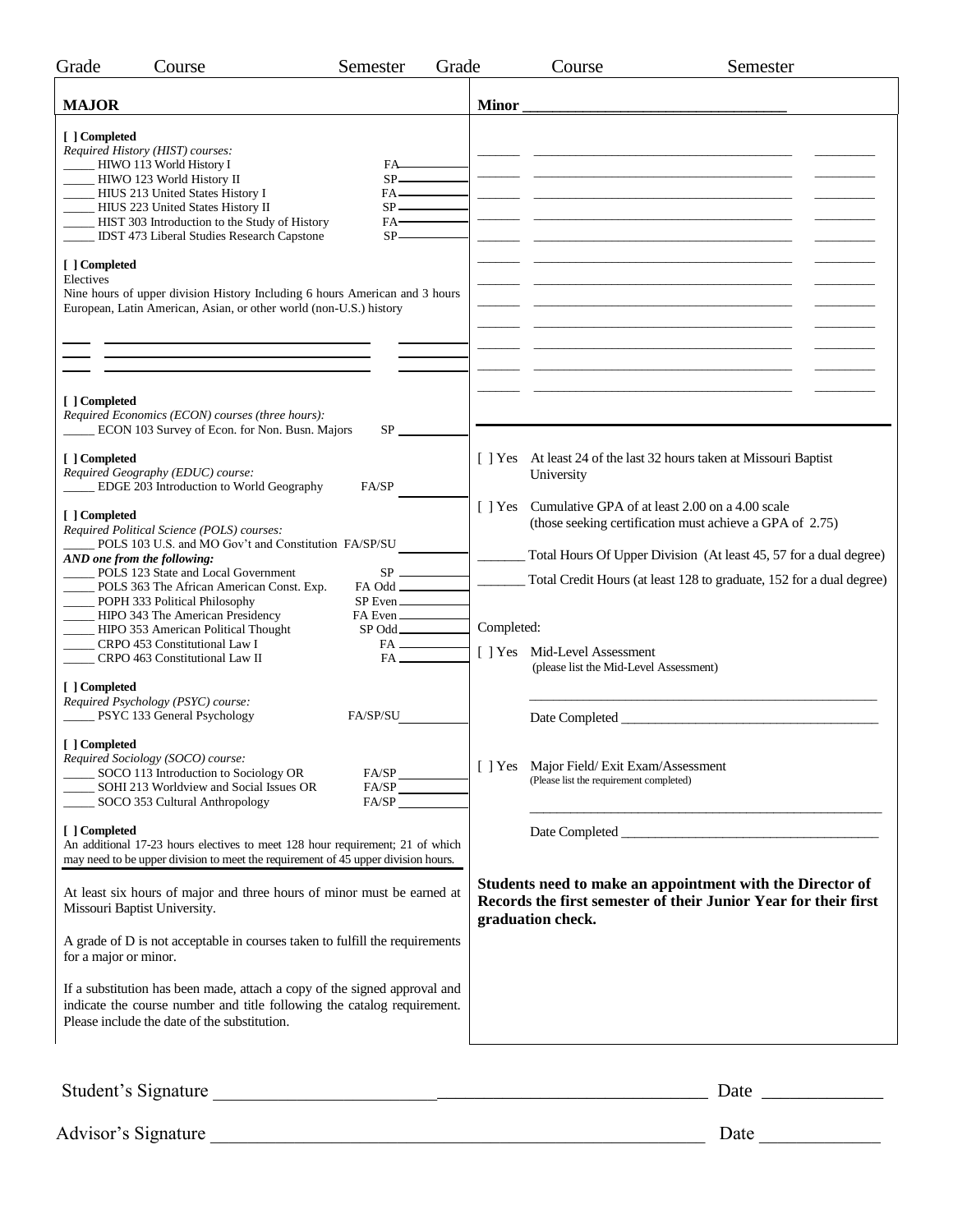Grade | Course | Semester | Grade | Course | Semester

**MAJOR**

[ ] Completed
*Required History (HIST) courses:*
_____ HIWO 113 World History I FA__________
_____ HIWO 123 World History II SP__________
_____ HIUS 213 United States History I FA__________
_____ HIUS 223 United States History II SP__________
_____ HIST 303 Introduction to the Study of History FA__________
_____ IDST 473 Liberal Studies Research Capstone SP__________

[ ] Completed
Electives
Nine hours of upper division History Including 6 hours American and 3 hours European, Latin American, Asian, or other world (non-U.S.) history

____ ______________________________ ________
____ ______________________________ ________
____ ______________________________ ________

[ ] Completed
*Required Economics (ECON) courses (three hours):*
_____ ECON 103 Survey of Econ. for Non. Busn. Majors SP __________

[ ] Completed
*Required Geography (EDUC) course:*
_____ EDGE 203 Introduction to World Geography FA/SP __________

[ ] Completed
*Required Political Science (POLS) courses:*
_____ POLS 103 U.S. and MO Gov't and Constitution FA/SP/SU __________
***AND one from the following:***
_____ POLS 123 State and Local Government SP __________
_____ POLS 363 The African American Const. Exp. FA Odd __________
_____ POPH 333 Political Philosophy SP Even __________
_____ HIPO 343 The American Presidency FA Even __________
_____ HIPO 353 American Political Thought SP Odd __________
_____ CRPO 453 Constitutional Law I FA __________
_____ CRPO 463 Constitutional Law II FA __________

[ ] Completed
*Required Psychology (PSYC) course:*
_____ PSYC 133 General Psychology FA/SP/SU __________

[ ] Completed
*Required Sociology (SOCO) course:*
_____ SOCO 113 Introduction to Sociology OR FA/SP __________
_____ SOHI 213 Worldview and Social Issues OR FA/SP __________
_____ SOCO 353 Cultural Anthropology FA/SP __________

[ ] Completed
An additional 17-23 hours electives to meet 128 hour requirement; 21 of which may need to be upper division to meet the requirement of 45 upper division hours.

At least six hours of major and three hours of minor must be earned at Missouri Baptist University.

A grade of D is not acceptable in courses taken to fulfill the requirements for a major or minor.

If a substitution has been made, attach a copy of the signed approval and indicate the course number and title following the catalog requirement. Please include the date of the substitution.

**Minor** ________________________________

______ ______________________________ ________
______ ______________________________ ________
______ ______________________________ ________
______ ______________________________ ________
______ ______________________________ ________
______ ______________________________ ________
______ ______________________________ ________
______ ______________________________ ________
______ ______________________________ ________
______ ______________________________ ________
______ ______________________________ ________
______ ______________________________ ________

[ ] Yes At least 24 of the last 32 hours taken at Missouri Baptist University

[ ] Yes Cumulative GPA of at least 2.00 on a 4.00 scale (those seeking certification must achieve a GPA of 2.75)

_______ Total Hours Of Upper Division (At least 45, 57 for a dual degree)

_______ Total Credit Hours (at least 128 to graduate, 152 for a dual degree)

Completed:

[ ] Yes Mid-Level Assessment
(please list the Mid-Level Assessment)

________________________________________________

Date Completed ________________________________

[ ] Yes Major Field/ Exit Exam/Assessment
(Please list the requirement completed)

________________________________________________

Date Completed ________________________________

**Students need to make an appointment with the Director of Records the first semester of their Junior Year for their first graduation check.**

Student's Signature ______________________________________________ Date ____________

Advisor's Signature ______________________________________________ Date ____________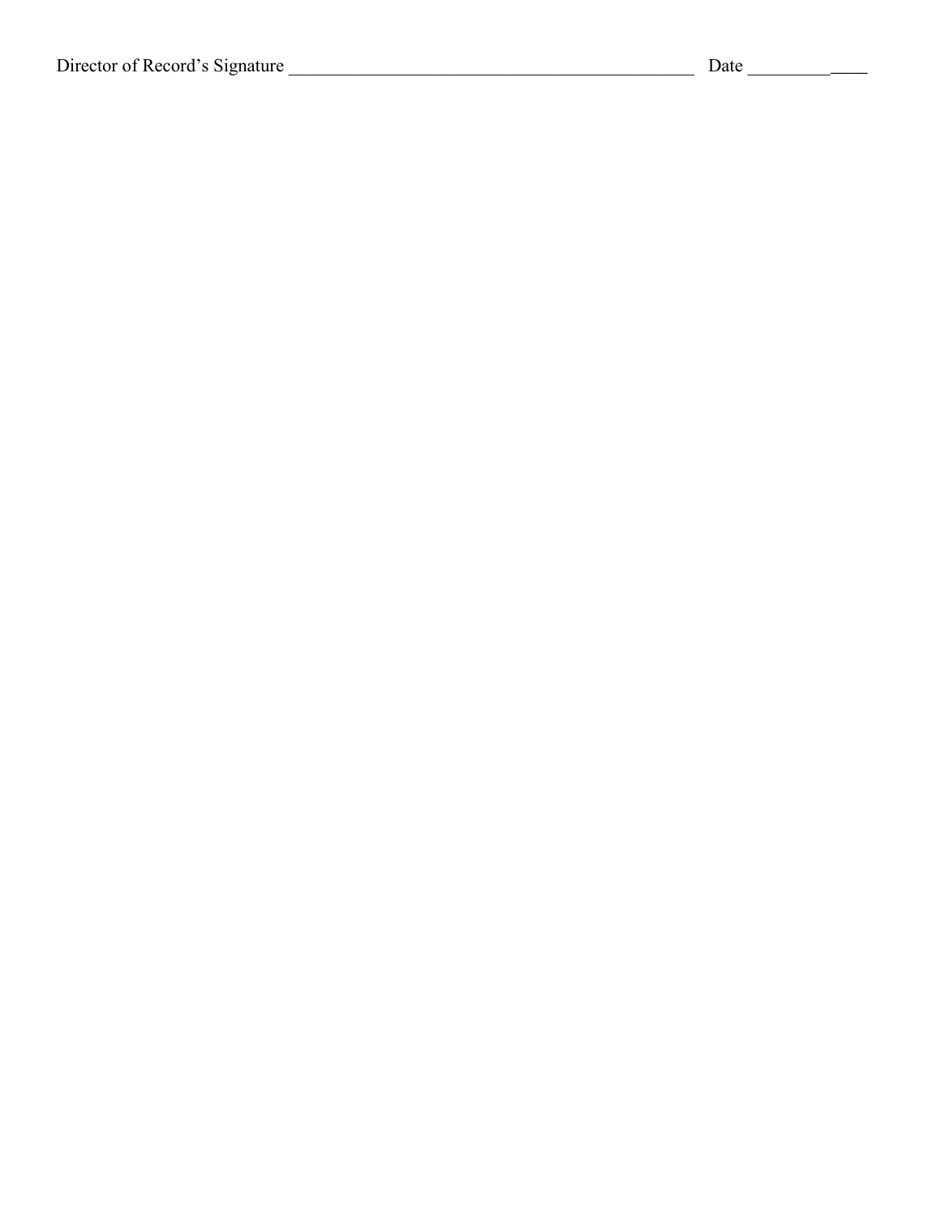Director of Record's Signature ____________________________________________ Date _____________